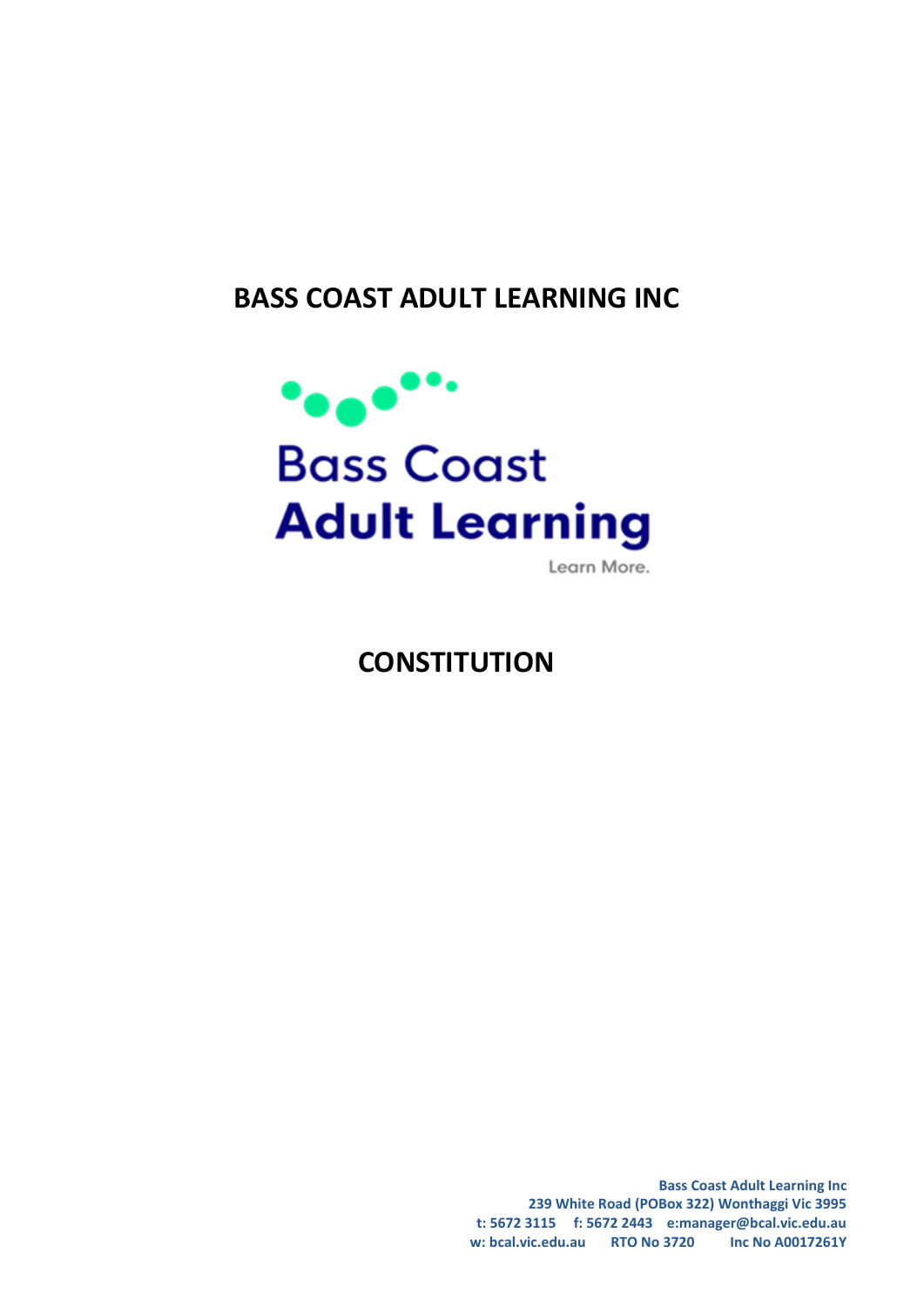# BASS COAST ADULT LEARNING INC

Bass Coast
Adult Learning
Learn More.

# CONSTITUTION

**Bass Coast Adult Learning Inc**
**239 White Road (POBox 322) Wonthaggi Vic 3995**
**t: 5672 3115 f: 5672 2443 e:manager@bcal.vic.edu.au**
**w: bcal.vic.edu.au RTO No 3720 Inc No A0017261Y**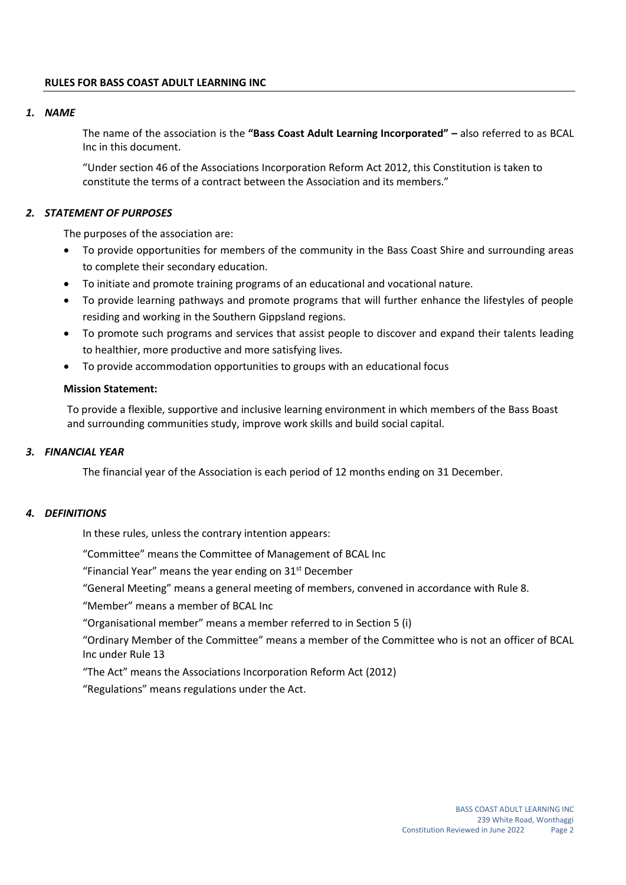**RULES FOR BASS COAST ADULT LEARNING INC**

### *1. NAME*

The name of the association is the **"Bass Coast Adult Learning Incorporated" –** also referred to as BCAL Inc in this document.

"Under section 46 of the Associations Incorporation Reform Act 2012, this Constitution is taken to constitute the terms of a contract between the Association and its members."

### *2. STATEMENT OF PURPOSES*

The purposes of the association are:

- To provide opportunities for members of the community in the Bass Coast Shire and surrounding areas to complete their secondary education.
- To initiate and promote training programs of an educational and vocational nature.
- To provide learning pathways and promote programs that will further enhance the lifestyles of people residing and working in the Southern Gippsland regions.
- To promote such programs and services that assist people to discover and expand their talents leading to healthier, more productive and more satisfying lives.
- To provide accommodation opportunities to groups with an educational focus

**Mission Statement:**

To provide a flexible, supportive and inclusive learning environment in which members of the Bass Boast and surrounding communities study, improve work skills and build social capital.

### *3. FINANCIAL YEAR*

The financial year of the Association is each period of 12 months ending on 31 December.

### *4. DEFINITIONS*

In these rules, unless the contrary intention appears:

"Committee" means the Committee of Management of BCAL Inc

"Financial Year" means the year ending on 31st December

"General Meeting" means a general meeting of members, convened in accordance with Rule 8.

"Member" means a member of BCAL Inc

"Organisational member" means a member referred to in Section 5 (i)

"Ordinary Member of the Committee" means a member of the Committee who is not an officer of BCAL Inc under Rule 13

"The Act" means the Associations Incorporation Reform Act (2012)

"Regulations" means regulations under the Act.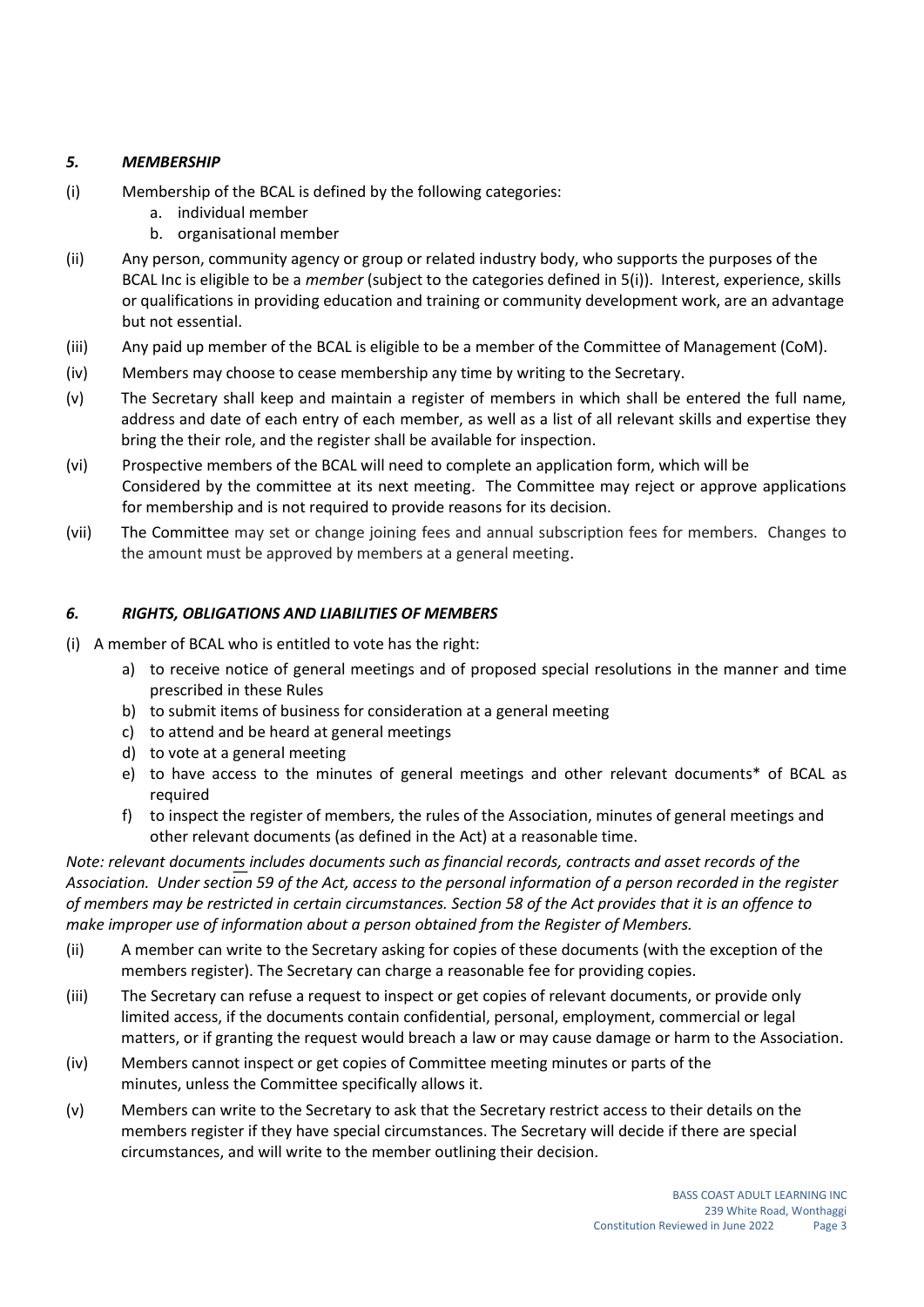### *5. MEMBERSHIP*

(i) Membership of the BCAL is defined by the following categories:
  a. individual member
  b. organisational member

(ii) Any person, community agency or group or related industry body, who supports the purposes of the BCAL Inc is eligible to be a *member* (subject to the categories defined in 5(i)). Interest, experience, skills or qualifications in providing education and training or community development work, are an advantage but not essential.

(iii) Any paid up member of the BCAL is eligible to be a member of the Committee of Management (CoM).

(iv) Members may choose to cease membership any time by writing to the Secretary.

(v) The Secretary shall keep and maintain a register of members in which shall be entered the full name, address and date of each entry of each member, as well as a list of all relevant skills and expertise they bring the their role, and the register shall be available for inspection.

(vi) Prospective members of the BCAL will need to complete an application form, which will be Considered by the committee at its next meeting. The Committee may reject or approve applications for membership and is not required to provide reasons for its decision.

(vii) The Committee may set or change joining fees and annual subscription fees for members. Changes to the amount must be approved by members at a general meeting.

### *6. RIGHTS, OBLIGATIONS AND LIABILITIES OF MEMBERS*

(i) A member of BCAL who is entitled to vote has the right:

  a) to receive notice of general meetings and of proposed special resolutions in the manner and time prescribed in these Rules
  b) to submit items of business for consideration at a general meeting
  c) to attend and be heard at general meetings
  d) to vote at a general meeting
  e) to have access to the minutes of general meetings and other relevant documents* of BCAL as required
  f) to inspect the register of members, the rules of the Association, minutes of general meetings and other relevant documents (as defined in the Act) at a reasonable time.

*Note: relevant documents includes documents such as financial records, contracts and asset records of the Association. Under section 59 of the Act, access to the personal information of a person recorded in the register of members may be restricted in certain circumstances. Section 58 of the Act provides that it is an offence to make improper use of information about a person obtained from the Register of Members.*

(ii) A member can write to the Secretary asking for copies of these documents (with the exception of the members register). The Secretary can charge a reasonable fee for providing copies.

(iii) The Secretary can refuse a request to inspect or get copies of relevant documents, or provide only limited access, if the documents contain confidential, personal, employment, commercial or legal matters, or if granting the request would breach a law or may cause damage or harm to the Association.

(iv) Members cannot inspect or get copies of Committee meeting minutes or parts of the minutes, unless the Committee specifically allows it.

(v) Members can write to the Secretary to ask that the Secretary restrict access to their details on the members register if they have special circumstances. The Secretary will decide if there are special circumstances, and will write to the member outlining their decision.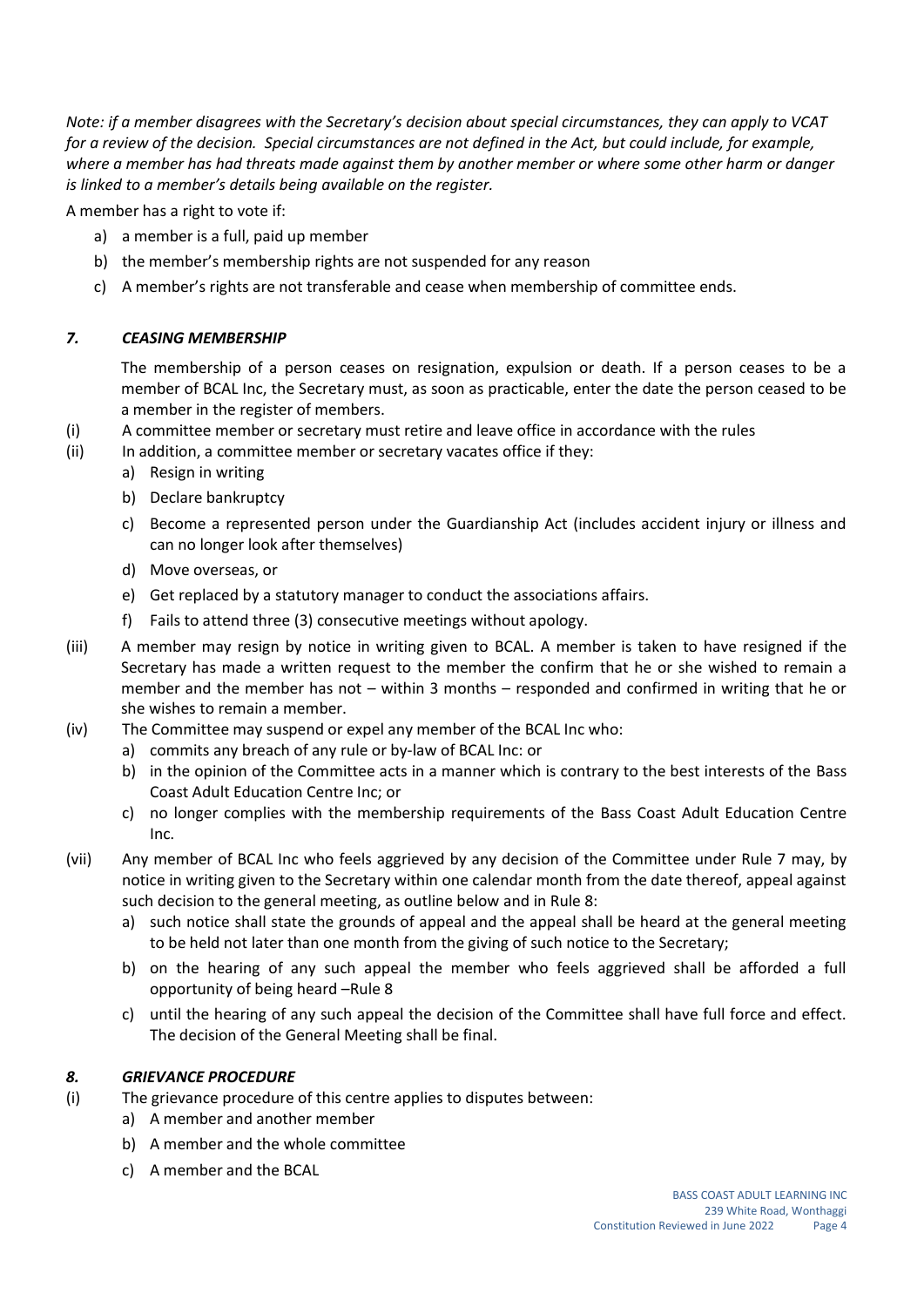*Note: if a member disagrees with the Secretary's decision about special circumstances, they can apply to VCAT for a review of the decision. Special circumstances are not defined in the Act, but could include, for example, where a member has had threats made against them by another member or where some other harm or danger is linked to a member's details being available on the register.*

A member has a right to vote if:

a) a member is a full, paid up member
b) the member's membership rights are not suspended for any reason
c) A member's rights are not transferable and cease when membership of committee ends.

### *7. CEASING MEMBERSHIP*

The membership of a person ceases on resignation, expulsion or death. If a person ceases to be a member of BCAL Inc, the Secretary must, as soon as practicable, enter the date the person ceased to be a member in the register of members.

(i) A committee member or secretary must retire and leave office in accordance with the rules

(ii) In addition, a committee member or secretary vacates office if they:

a) Resign in writing
b) Declare bankruptcy
c) Become a represented person under the Guardianship Act (includes accident injury or illness and can no longer look after themselves)
d) Move overseas, or
e) Get replaced by a statutory manager to conduct the associations affairs.
f) Fails to attend three (3) consecutive meetings without apology.

(iii) A member may resign by notice in writing given to BCAL. A member is taken to have resigned if the Secretary has made a written request to the member the confirm that he or she wished to remain a member and the member has not – within 3 months – responded and confirmed in writing that he or she wishes to remain a member.

(iv) The Committee may suspend or expel any member of the BCAL Inc who:

a) commits any breach of any rule or by-law of BCAL Inc: or
b) in the opinion of the Committee acts in a manner which is contrary to the best interests of the Bass Coast Adult Education Centre Inc; or
c) no longer complies with the membership requirements of the Bass Coast Adult Education Centre Inc.

(vii) Any member of BCAL Inc who feels aggrieved by any decision of the Committee under Rule 7 may, by notice in writing given to the Secretary within one calendar month from the date thereof, appeal against such decision to the general meeting, as outline below and in Rule 8:

a) such notice shall state the grounds of appeal and the appeal shall be heard at the general meeting to be held not later than one month from the giving of such notice to the Secretary;
b) on the hearing of any such appeal the member who feels aggrieved shall be afforded a full opportunity of being heard –Rule 8
c) until the hearing of any such appeal the decision of the Committee shall have full force and effect. The decision of the General Meeting shall be final.

### *8. GRIEVANCE PROCEDURE*

(i) The grievance procedure of this centre applies to disputes between:

a) A member and another member
b) A member and the whole committee
c) A member and the BCAL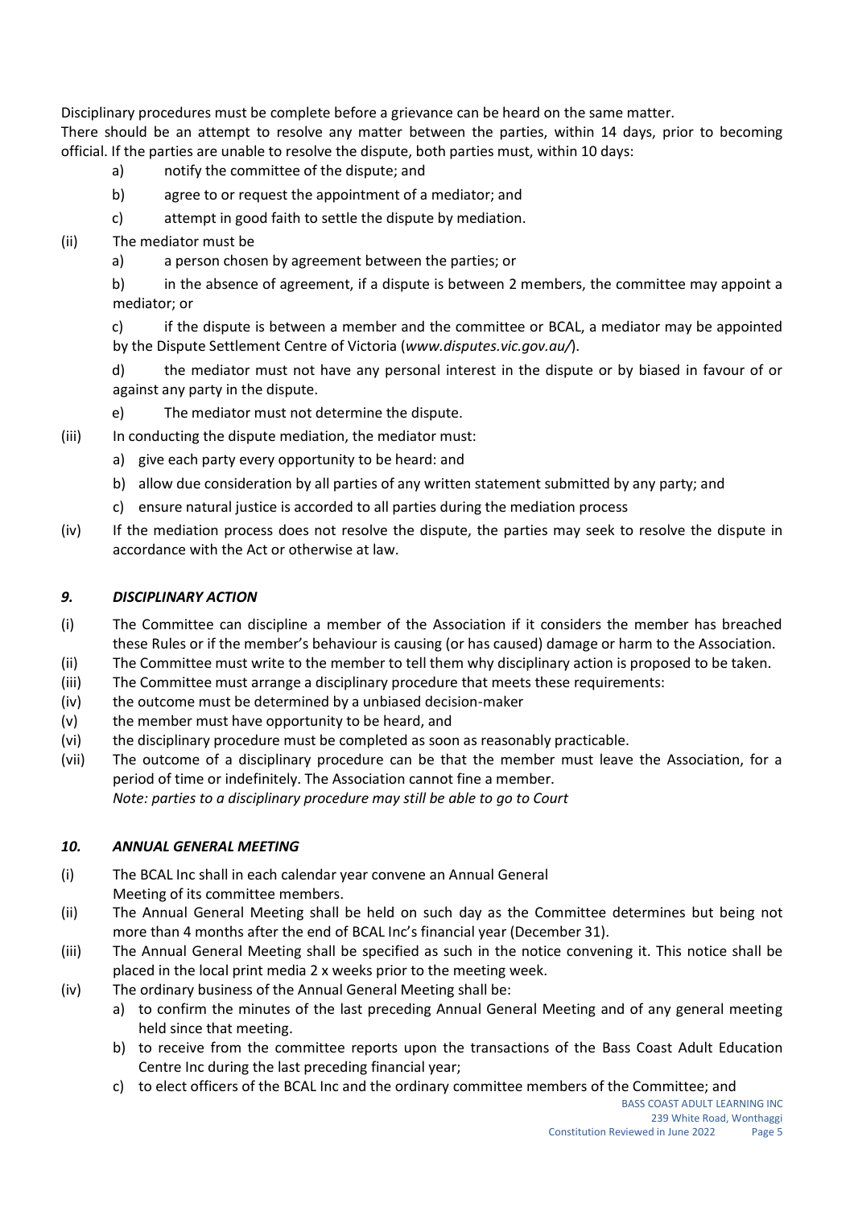Disciplinary procedures must be complete before a grievance can be heard on the same matter.

There should be an attempt to resolve any matter between the parties, within 14 days, prior to becoming official. If the parties are unable to resolve the dispute, both parties must, within 10 days:

- a) notify the committee of the dispute; and
- b) agree to or request the appointment of a mediator; and
- c) attempt in good faith to settle the dispute by mediation.

(ii) The mediator must be

- a) a person chosen by agreement between the parties; or
- b) in the absence of agreement, if a dispute is between 2 members, the committee may appoint a mediator; or
- c) if the dispute is between a member and the committee or BCAL, a mediator may be appointed by the Dispute Settlement Centre of Victoria (*www.disputes.vic.gov.au/*).
- d) the mediator must not have any personal interest in the dispute or by biased in favour of or against any party in the dispute.
- e) The mediator must not determine the dispute.

(iii) In conducting the dispute mediation, the mediator must:

- a) give each party every opportunity to be heard: and
- b) allow due consideration by all parties of any written statement submitted by any party; and
- c) ensure natural justice is accorded to all parties during the mediation process

(iv) If the mediation process does not resolve the dispute, the parties may seek to resolve the dispute in accordance with the Act or otherwise at law.

### *9. DISCIPLINARY ACTION*

(i) The Committee can discipline a member of the Association if it considers the member has breached these Rules or if the member's behaviour is causing (or has caused) damage or harm to the Association.

(ii) The Committee must write to the member to tell them why disciplinary action is proposed to be taken.

(iii) The Committee must arrange a disciplinary procedure that meets these requirements:

(iv) the outcome must be determined by a unbiased decision-maker

(v) the member must have opportunity to be heard, and

(vi) the disciplinary procedure must be completed as soon as reasonably practicable.

(vii) The outcome of a disciplinary procedure can be that the member must leave the Association, for a period of time or indefinitely. The Association cannot fine a member.
*Note: parties to a disciplinary procedure may still be able to go to Court*

### *10. ANNUAL GENERAL MEETING*

(i) The BCAL Inc shall in each calendar year convene an Annual General Meeting of its committee members.

(ii) The Annual General Meeting shall be held on such day as the Committee determines but being not more than 4 months after the end of BCAL Inc's financial year (December 31).

(iii) The Annual General Meeting shall be specified as such in the notice convening it. This notice shall be placed in the local print media 2 x weeks prior to the meeting week.

(iv) The ordinary business of the Annual General Meeting shall be:

- a) to confirm the minutes of the last preceding Annual General Meeting and of any general meeting held since that meeting.
- b) to receive from the committee reports upon the transactions of the Bass Coast Adult Education Centre Inc during the last preceding financial year;
- c) to elect officers of the BCAL Inc and the ordinary committee members of the Committee; and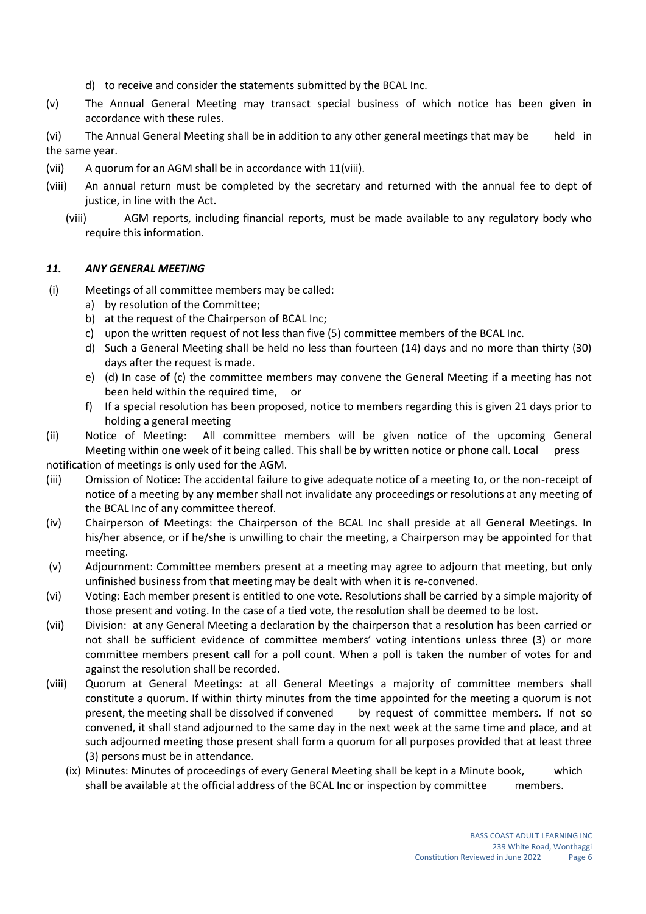d) to receive and consider the statements submitted by the BCAL Inc.

(v) The Annual General Meeting may transact special business of which notice has been given in accordance with these rules.

(vi) The Annual General Meeting shall be in addition to any other general meetings that may be held in the same year.

(vii) A quorum for an AGM shall be in accordance with 11(viii).

(viii) An annual return must be completed by the secretary and returned with the annual fee to dept of justice, in line with the Act.

(viii) AGM reports, including financial reports, must be made available to any regulatory body who require this information.

### *11. ANY GENERAL MEETING*

(i) Meetings of all committee members may be called:

a) by resolution of the Committee;
b) at the request of the Chairperson of BCAL Inc;
c) upon the written request of not less than five (5) committee members of the BCAL Inc.
d) Such a General Meeting shall be held no less than fourteen (14) days and no more than thirty (30) days after the request is made.
e) (d) In case of (c) the committee members may convene the General Meeting if a meeting has not been held within the required time, or
f) If a special resolution has been proposed, notice to members regarding this is given 21 days prior to holding a general meeting

(ii) Notice of Meeting: All committee members will be given notice of the upcoming General Meeting within one week of it being called. This shall be by written notice or phone call. Local press notification of meetings is only used for the AGM.

(iii) Omission of Notice: The accidental failure to give adequate notice of a meeting to, or the non-receipt of notice of a meeting by any member shall not invalidate any proceedings or resolutions at any meeting of the BCAL Inc of any committee thereof.

(iv) Chairperson of Meetings: the Chairperson of the BCAL Inc shall preside at all General Meetings. In his/her absence, or if he/she is unwilling to chair the meeting, a Chairperson may be appointed for that meeting.

(v) Adjournment: Committee members present at a meeting may agree to adjourn that meeting, but only unfinished business from that meeting may be dealt with when it is re-convened.

(vi) Voting: Each member present is entitled to one vote. Resolutions shall be carried by a simple majority of those present and voting. In the case of a tied vote, the resolution shall be deemed to be lost.

(vii) Division: at any General Meeting a declaration by the chairperson that a resolution has been carried or not shall be sufficient evidence of committee members' voting intentions unless three (3) or more committee members present call for a poll count. When a poll is taken the number of votes for and against the resolution shall be recorded.

(viii) Quorum at General Meetings: at all General Meetings a majority of committee members shall constitute a quorum. If within thirty minutes from the time appointed for the meeting a quorum is not present, the meeting shall be dissolved if convened by request of committee members. If not so convened, it shall stand adjourned to the same day in the next week at the same time and place, and at such adjourned meeting those present shall form a quorum for all purposes provided that at least three (3) persons must be in attendance.

(ix) Minutes: Minutes of proceedings of every General Meeting shall be kept in a Minute book, which shall be available at the official address of the BCAL Inc or inspection by committee members.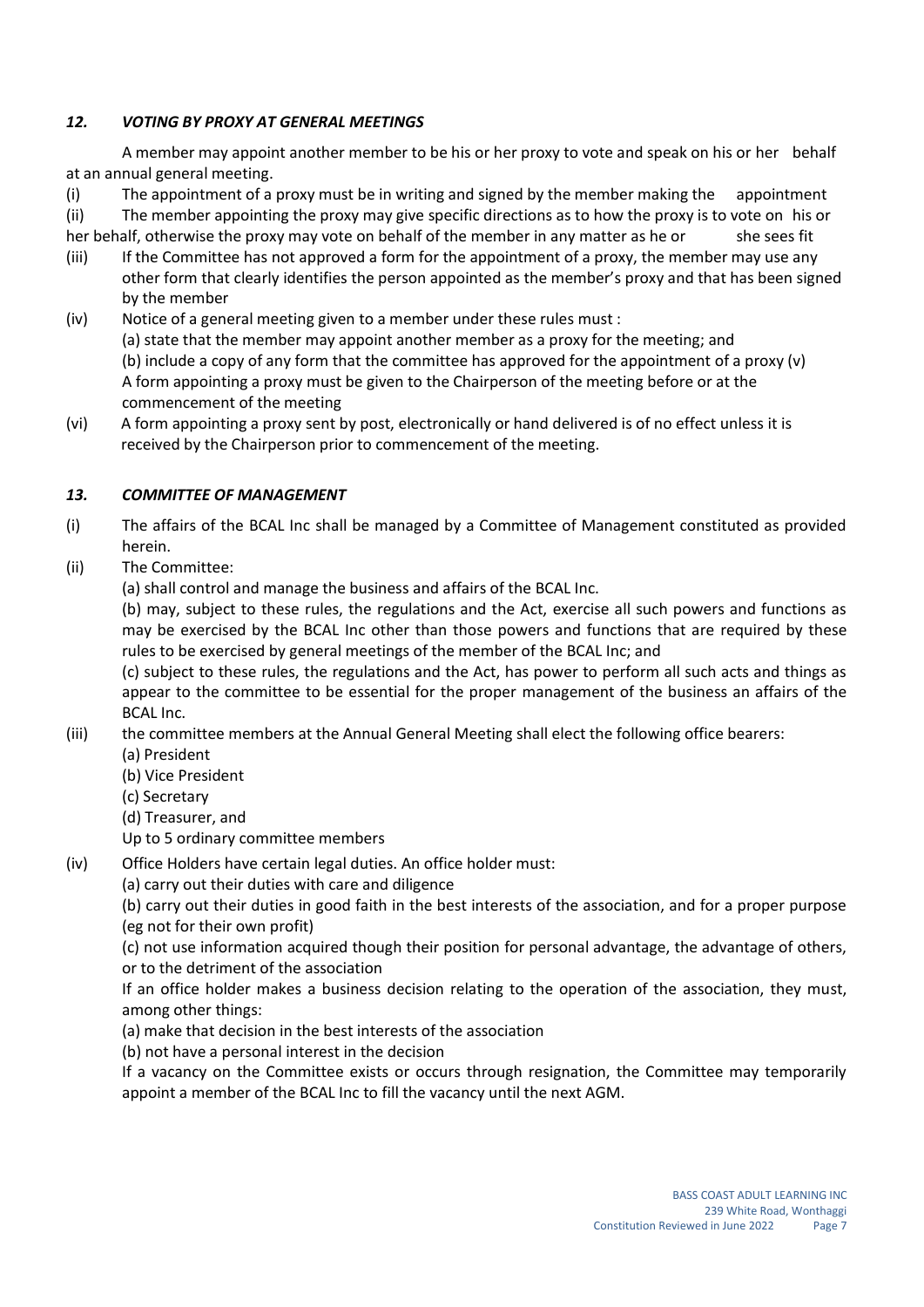### *12. VOTING BY PROXY AT GENERAL MEETINGS*

A member may appoint another member to be his or her proxy to vote and speak on his or her behalf at an annual general meeting.

(i) The appointment of a proxy must be in writing and signed by the member making the appointment

(ii) The member appointing the proxy may give specific directions as to how the proxy is to vote on his or her behalf, otherwise the proxy may vote on behalf of the member in any matter as he or she sees fit

(iii) If the Committee has not approved a form for the appointment of a proxy, the member may use any other form that clearly identifies the person appointed as the member's proxy and that has been signed by the member

(iv) Notice of a general meeting given to a member under these rules must :
(a) state that the member may appoint another member as a proxy for the meeting; and
(b) include a copy of any form that the committee has approved for the appointment of a proxy (v) A form appointing a proxy must be given to the Chairperson of the meeting before or at the commencement of the meeting

(vi) A form appointing a proxy sent by post, electronically or hand delivered is of no effect unless it is received by the Chairperson prior to commencement of the meeting.

### *13. COMMITTEE OF MANAGEMENT*

(i) The affairs of the BCAL Inc shall be managed by a Committee of Management constituted as provided herein.

(ii) The Committee:
(a) shall control and manage the business and affairs of the BCAL Inc.
(b) may, subject to these rules, the regulations and the Act, exercise all such powers and functions as may be exercised by the BCAL Inc other than those powers and functions that are required by these rules to be exercised by general meetings of the member of the BCAL Inc; and
(c) subject to these rules, the regulations and the Act, has power to perform all such acts and things as appear to the committee to be essential for the proper management of the business an affairs of the BCAL Inc.

(iii) the committee members at the Annual General Meeting shall elect the following office bearers:
(a) President
(b) Vice President
(c) Secretary
(d) Treasurer, and
Up to 5 ordinary committee members

(iv) Office Holders have certain legal duties. An office holder must:
(a) carry out their duties with care and diligence
(b) carry out their duties in good faith in the best interests of the association, and for a proper purpose (eg not for their own profit)
(c) not use information acquired though their position for personal advantage, the advantage of others, or to the detriment of the association

If an office holder makes a business decision relating to the operation of the association, they must, among other things:
(a) make that decision in the best interests of the association
(b) not have a personal interest in the decision

If a vacancy on the Committee exists or occurs through resignation, the Committee may temporarily appoint a member of the BCAL Inc to fill the vacancy until the next AGM.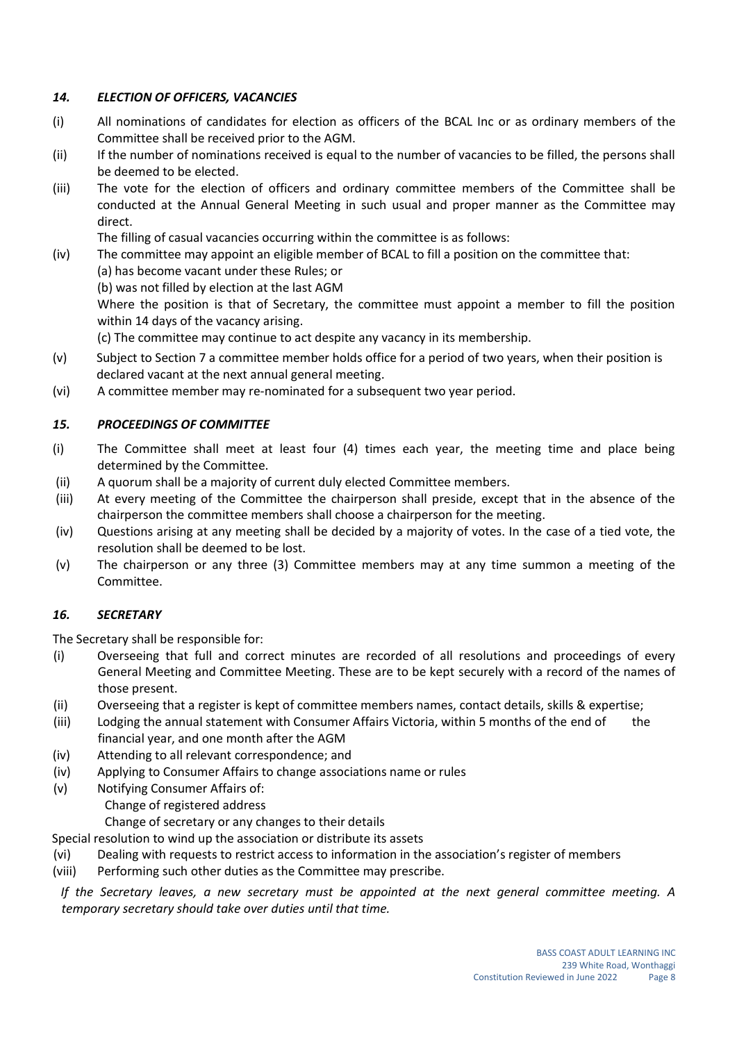### *14. ELECTION OF OFFICERS, VACANCIES*

(i) All nominations of candidates for election as officers of the BCAL Inc or as ordinary members of the Committee shall be received prior to the AGM.

(ii) If the number of nominations received is equal to the number of vacancies to be filled, the persons shall be deemed to be elected.

(iii) The vote for the election of officers and ordinary committee members of the Committee shall be conducted at the Annual General Meeting in such usual and proper manner as the Committee may direct.

The filling of casual vacancies occurring within the committee is as follows:

(iv) The committee may appoint an eligible member of BCAL to fill a position on the committee that:
(a) has become vacant under these Rules; or
(b) was not filled by election at the last AGM
Where the position is that of Secretary, the committee must appoint a member to fill the position within 14 days of the vacancy arising.
(c) The committee may continue to act despite any vacancy in its membership.

(v) Subject to Section 7 a committee member holds office for a period of two years, when their position is declared vacant at the next annual general meeting.

(vi) A committee member may re-nominated for a subsequent two year period.

### *15. PROCEEDINGS OF COMMITTEE*

(i) The Committee shall meet at least four (4) times each year, the meeting time and place being determined by the Committee.

(ii) A quorum shall be a majority of current duly elected Committee members.

(iii) At every meeting of the Committee the chairperson shall preside, except that in the absence of the chairperson the committee members shall choose a chairperson for the meeting.

(iv) Questions arising at any meeting shall be decided by a majority of votes. In the case of a tied vote, the resolution shall be deemed to be lost.

(v) The chairperson or any three (3) Committee members may at any time summon a meeting of the Committee.

### *16. SECRETARY*

The Secretary shall be responsible for:

(i) Overseeing that full and correct minutes are recorded of all resolutions and proceedings of every General Meeting and Committee Meeting. These are to be kept securely with a record of the names of those present.

(ii) Overseeing that a register is kept of committee members names, contact details, skills & expertise;

(iii) Lodging the annual statement with Consumer Affairs Victoria, within 5 months of the end of the financial year, and one month after the AGM

(iv) Attending to all relevant correspondence; and

(iv) Applying to Consumer Affairs to change associations name or rules

(v) Notifying Consumer Affairs of:
Change of registered address
Change of secretary or any changes to their details

Special resolution to wind up the association or distribute its assets

(vi) Dealing with requests to restrict access to information in the association's register of members

(viii) Performing such other duties as the Committee may prescribe.

*If the Secretary leaves, a new secretary must be appointed at the next general committee meeting. A temporary secretary should take over duties until that time.*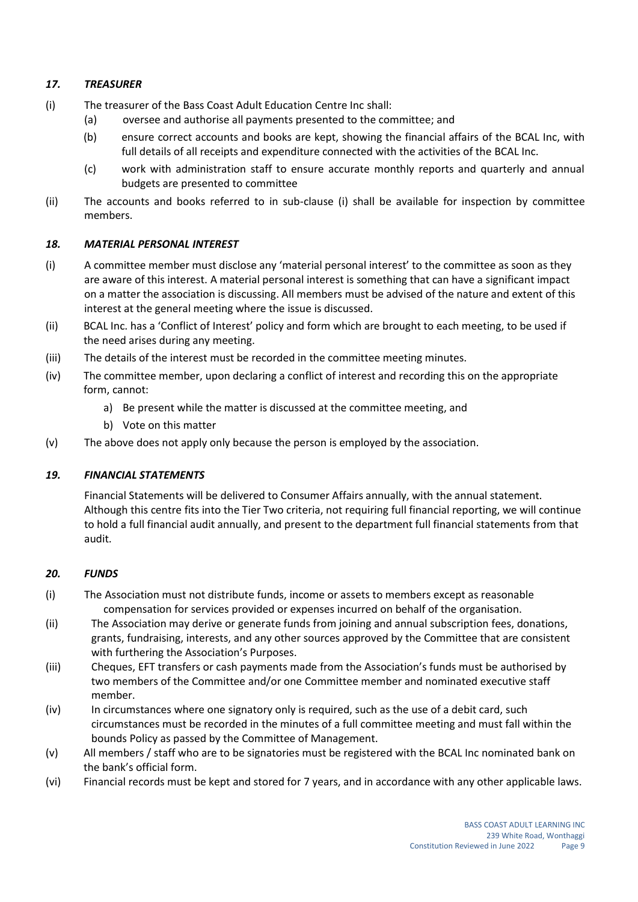### *17. TREASURER*

(i) The treasurer of the Bass Coast Adult Education Centre Inc shall:

- (a) oversee and authorise all payments presented to the committee; and
- (b) ensure correct accounts and books are kept, showing the financial affairs of the BCAL Inc, with full details of all receipts and expenditure connected with the activities of the BCAL Inc.
- (c) work with administration staff to ensure accurate monthly reports and quarterly and annual budgets are presented to committee

(ii) The accounts and books referred to in sub-clause (i) shall be available for inspection by committee members.

### *18. MATERIAL PERSONAL INTEREST*

(i) A committee member must disclose any 'material personal interest' to the committee as soon as they are aware of this interest. A material personal interest is something that can have a significant impact on a matter the association is discussing. All members must be advised of the nature and extent of this interest at the general meeting where the issue is discussed.

(ii) BCAL Inc. has a 'Conflict of Interest' policy and form which are brought to each meeting, to be used if the need arises during any meeting.

(iii) The details of the interest must be recorded in the committee meeting minutes.

(iv) The committee member, upon declaring a conflict of interest and recording this on the appropriate form, cannot:

- a) Be present while the matter is discussed at the committee meeting, and
- b) Vote on this matter

(v) The above does not apply only because the person is employed by the association.

### *19. FINANCIAL STATEMENTS*

Financial Statements will be delivered to Consumer Affairs annually, with the annual statement. Although this centre fits into the Tier Two criteria, not requiring full financial reporting, we will continue to hold a full financial audit annually, and present to the department full financial statements from that audit.

### *20. FUNDS*

(i) The Association must not distribute funds, income or assets to members except as reasonable compensation for services provided or expenses incurred on behalf of the organisation.

(ii) The Association may derive or generate funds from joining and annual subscription fees, donations, grants, fundraising, interests, and any other sources approved by the Committee that are consistent with furthering the Association's Purposes.

(iii) Cheques, EFT transfers or cash payments made from the Association's funds must be authorised by two members of the Committee and/or one Committee member and nominated executive staff member.

(iv) In circumstances where one signatory only is required, such as the use of a debit card, such circumstances must be recorded in the minutes of a full committee meeting and must fall within the bounds Policy as passed by the Committee of Management.

(v) All members / staff who are to be signatories must be registered with the BCAL Inc nominated bank on the bank's official form.

(vi) Financial records must be kept and stored for 7 years, and in accordance with any other applicable laws.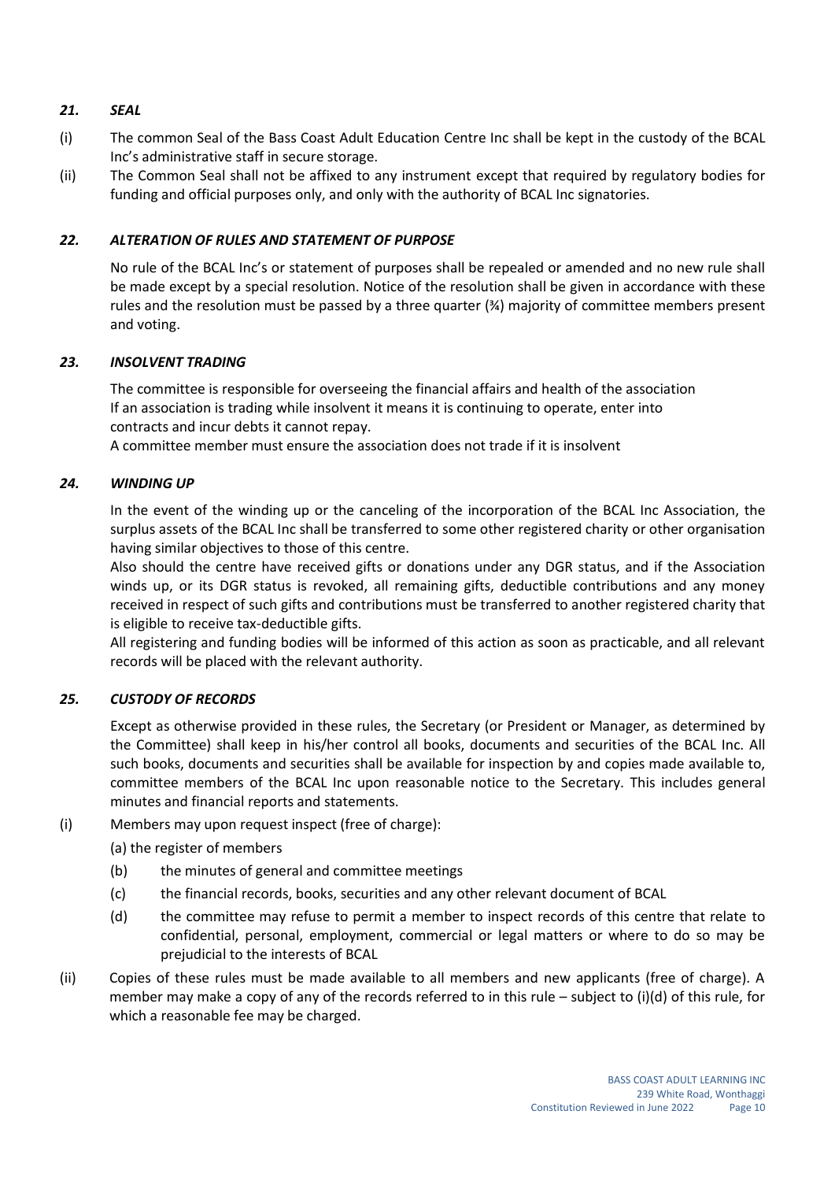### *21. SEAL*

(i) The common Seal of the Bass Coast Adult Education Centre Inc shall be kept in the custody of the BCAL Inc's administrative staff in secure storage.

(ii) The Common Seal shall not be affixed to any instrument except that required by regulatory bodies for funding and official purposes only, and only with the authority of BCAL Inc signatories.

### *22. ALTERATION OF RULES AND STATEMENT OF PURPOSE*

No rule of the BCAL Inc's or statement of purposes shall be repealed or amended and no new rule shall be made except by a special resolution. Notice of the resolution shall be given in accordance with these rules and the resolution must be passed by a three quarter (¾) majority of committee members present and voting.

### *23. INSOLVENT TRADING*

The committee is responsible for overseeing the financial affairs and health of the association
If an association is trading while insolvent it means it is continuing to operate, enter into contracts and incur debts it cannot repay.
A committee member must ensure the association does not trade if it is insolvent

### *24. WINDING UP*

In the event of the winding up or the canceling of the incorporation of the BCAL Inc Association, the surplus assets of the BCAL Inc shall be transferred to some other registered charity or other organisation having similar objectives to those of this centre.

Also should the centre have received gifts or donations under any DGR status, and if the Association winds up, or its DGR status is revoked, all remaining gifts, deductible contributions and any money received in respect of such gifts and contributions must be transferred to another registered charity that is eligible to receive tax-deductible gifts.

All registering and funding bodies will be informed of this action as soon as practicable, and all relevant records will be placed with the relevant authority.

### *25. CUSTODY OF RECORDS*

Except as otherwise provided in these rules, the Secretary (or President or Manager, as determined by the Committee) shall keep in his/her control all books, documents and securities of the BCAL Inc. All such books, documents and securities shall be available for inspection by and copies made available to, committee members of the BCAL Inc upon reasonable notice to the Secretary. This includes general minutes and financial reports and statements.

(i) Members may upon request inspect (free of charge):

(a) the register of members

(b) the minutes of general and committee meetings

(c) the financial records, books, securities and any other relevant document of BCAL

(d) the committee may refuse to permit a member to inspect records of this centre that relate to confidential, personal, employment, commercial or legal matters or where to do so may be prejudicial to the interests of BCAL

(ii) Copies of these rules must be made available to all members and new applicants (free of charge). A member may make a copy of any of the records referred to in this rule – subject to (i)(d) of this rule, for which a reasonable fee may be charged.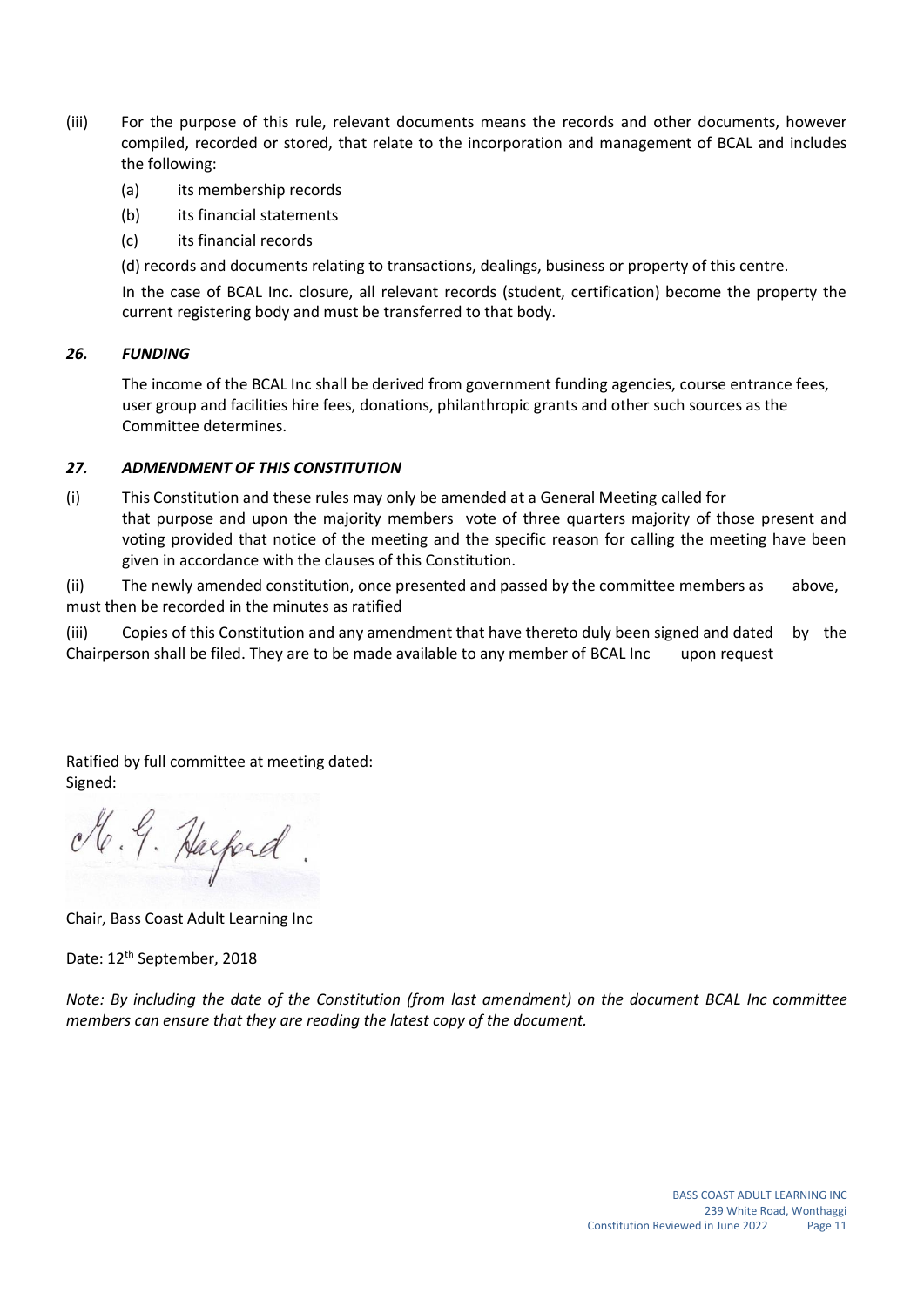(iii) For the purpose of this rule, relevant documents means the records and other documents, however compiled, recorded or stored, that relate to the incorporation and management of BCAL and includes the following:

(a) its membership records

(b) its financial statements

(c) its financial records

(d) records and documents relating to transactions, dealings, business or property of this centre.

In the case of BCAL Inc. closure, all relevant records (student, certification) become the property the current registering body and must be transferred to that body.

### *26. FUNDING*

The income of the BCAL Inc shall be derived from government funding agencies, course entrance fees, user group and facilities hire fees, donations, philanthropic grants and other such sources as the Committee determines.

### *27. ADMENDMENT OF THIS CONSTITUTION*

(i) This Constitution and these rules may only be amended at a General Meeting called for that purpose and upon the majority members vote of three quarters majority of those present and voting provided that notice of the meeting and the specific reason for calling the meeting have been given in accordance with the clauses of this Constitution.

(ii) The newly amended constitution, once presented and passed by the committee members as above, must then be recorded in the minutes as ratified

(iii) Copies of this Constitution and any amendment that have thereto duly been signed and dated by the Chairperson shall be filed. They are to be made available to any member of BCAL Inc upon request

Ratified by full committee at meeting dated:
Signed:

M. G. Harford.

Chair, Bass Coast Adult Learning Inc

Date: 12th September, 2018

*Note: By including the date of the Constitution (from last amendment) on the document BCAL Inc committee members can ensure that they are reading the latest copy of the document.*